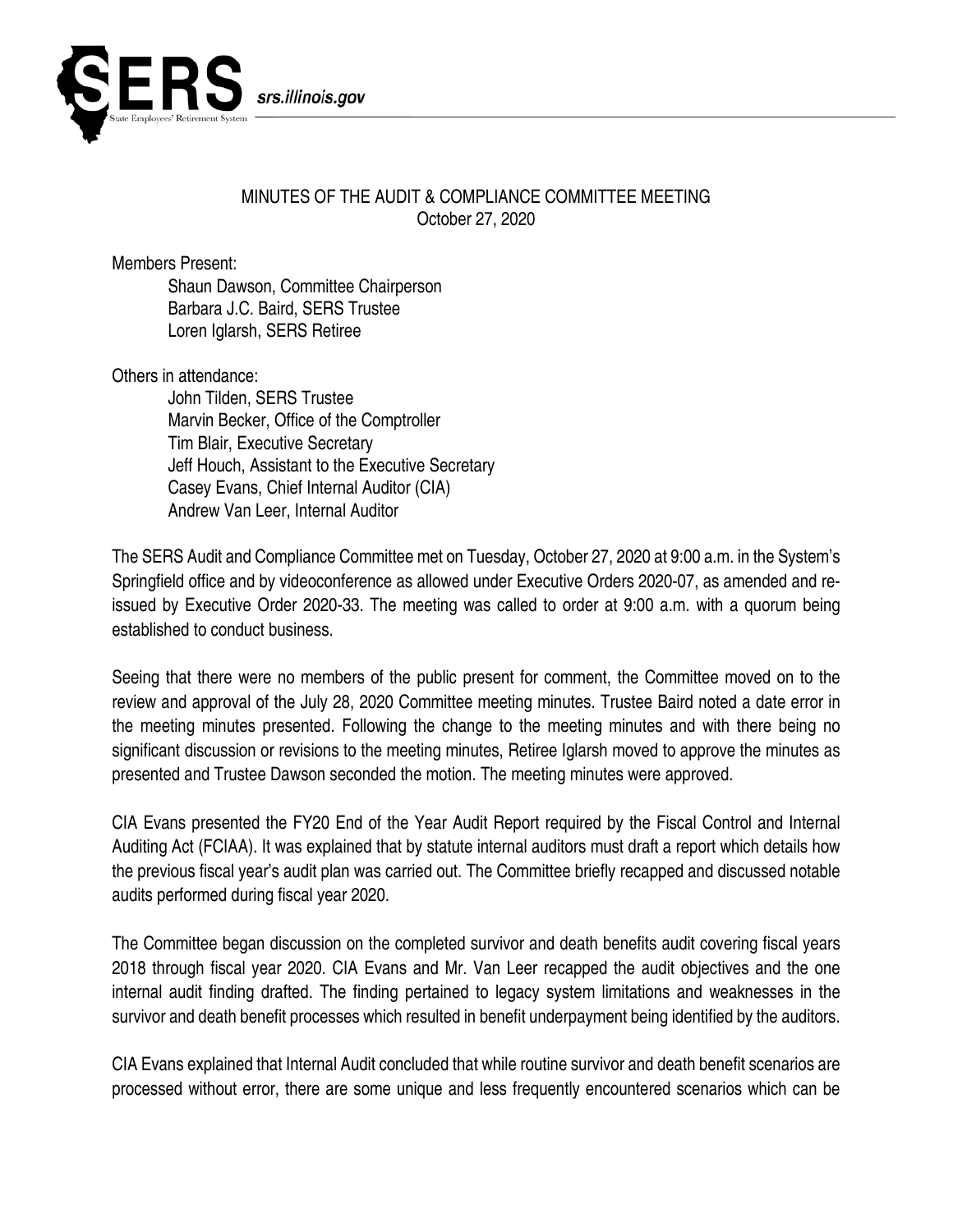SERS srs.illinois.gov

State Employees' Retirement System

# MINUTES OF THE AUDIT & COMPLIANCE COMMITTEE MEETING

October 27, 2020

Members Present:

Shaun Dawson, Committee Chairperson
Barbara J.C. Baird, SERS Trustee
Loren Iglarsh, SERS Retiree

Others in attendance:

John Tilden, SERS Trustee
Marvin Becker, Office of the Comptroller
Tim Blair, Executive Secretary
Jeff Houch, Assistant to the Executive Secretary
Casey Evans, Chief Internal Auditor (CIA)
Andrew Van Leer, Internal Auditor

The SERS Audit and Compliance Committee met on Tuesday, October 27, 2020 at 9:00 a.m. in the System's Springfield office and by videoconference as allowed under Executive Orders 2020-07, as amended and re-issued by Executive Order 2020-33. The meeting was called to order at 9:00 a.m. with a quorum being established to conduct business.

Seeing that there were no members of the public present for comment, the Committee moved on to the review and approval of the July 28, 2020 Committee meeting minutes. Trustee Baird noted a date error in the meeting minutes presented. Following the change to the meeting minutes and with there being no significant discussion or revisions to the meeting minutes, Retiree Iglarsh moved to approve the minutes as presented and Trustee Dawson seconded the motion. The meeting minutes were approved.

CIA Evans presented the FY20 End of the Year Audit Report required by the Fiscal Control and Internal Auditing Act (FCIAA). It was explained that by statute internal auditors must draft a report which details how the previous fiscal year's audit plan was carried out. The Committee briefly recapped and discussed notable audits performed during fiscal year 2020.

The Committee began discussion on the completed survivor and death benefits audit covering fiscal years 2018 through fiscal year 2020. CIA Evans and Mr. Van Leer recapped the audit objectives and the one internal audit finding drafted. The finding pertained to legacy system limitations and weaknesses in the survivor and death benefit processes which resulted in benefit underpayment being identified by the auditors.

CIA Evans explained that Internal Audit concluded that while routine survivor and death benefit scenarios are processed without error, there are some unique and less frequently encountered scenarios which can be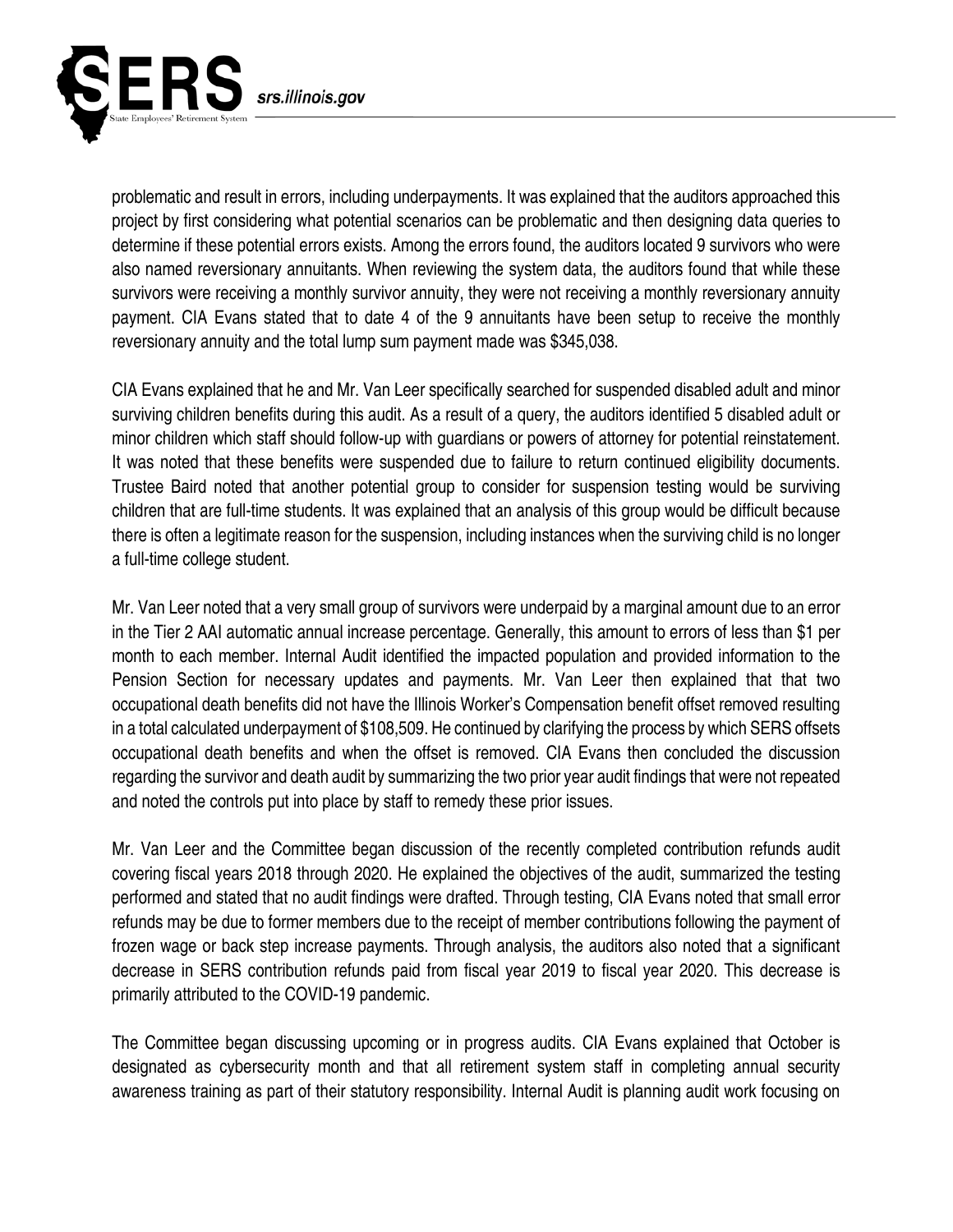problematic and result in errors, including underpayments. It was explained that the auditors approached this project by first considering what potential scenarios can be problematic and then designing data queries to determine if these potential errors exists. Among the errors found, the auditors located 9 survivors who were also named reversionary annuitants. When reviewing the system data, the auditors found that while these survivors were receiving a monthly survivor annuity, they were not receiving a monthly reversionary annuity payment. CIA Evans stated that to date 4 of the 9 annuitants have been setup to receive the monthly reversionary annuity and the total lump sum payment made was $345,038.

CIA Evans explained that he and Mr. Van Leer specifically searched for suspended disabled adult and minor surviving children benefits during this audit. As a result of a query, the auditors identified 5 disabled adult or minor children which staff should follow-up with guardians or powers of attorney for potential reinstatement. It was noted that these benefits were suspended due to failure to return continued eligibility documents. Trustee Baird noted that another potential group to consider for suspension testing would be surviving children that are full-time students. It was explained that an analysis of this group would be difficult because there is often a legitimate reason for the suspension, including instances when the surviving child is no longer a full-time college student.

Mr. Van Leer noted that a very small group of survivors were underpaid by a marginal amount due to an error in the Tier 2 AAI automatic annual increase percentage. Generally, this amount to errors of less than $1 per month to each member. Internal Audit identified the impacted population and provided information to the Pension Section for necessary updates and payments. Mr. Van Leer then explained that that two occupational death benefits did not have the Illinois Worker's Compensation benefit offset removed resulting in a total calculated underpayment of $108,509. He continued by clarifying the process by which SERS offsets occupational death benefits and when the offset is removed. CIA Evans then concluded the discussion regarding the survivor and death audit by summarizing the two prior year audit findings that were not repeated and noted the controls put into place by staff to remedy these prior issues.

Mr. Van Leer and the Committee began discussion of the recently completed contribution refunds audit covering fiscal years 2018 through 2020. He explained the objectives of the audit, summarized the testing performed and stated that no audit findings were drafted. Through testing, CIA Evans noted that small error refunds may be due to former members due to the receipt of member contributions following the payment of frozen wage or back step increase payments. Through analysis, the auditors also noted that a significant decrease in SERS contribution refunds paid from fiscal year 2019 to fiscal year 2020. This decrease is primarily attributed to the COVID-19 pandemic.

The Committee began discussing upcoming or in progress audits. CIA Evans explained that October is designated as cybersecurity month and that all retirement system staff in completing annual security awareness training as part of their statutory responsibility. Internal Audit is planning audit work focusing on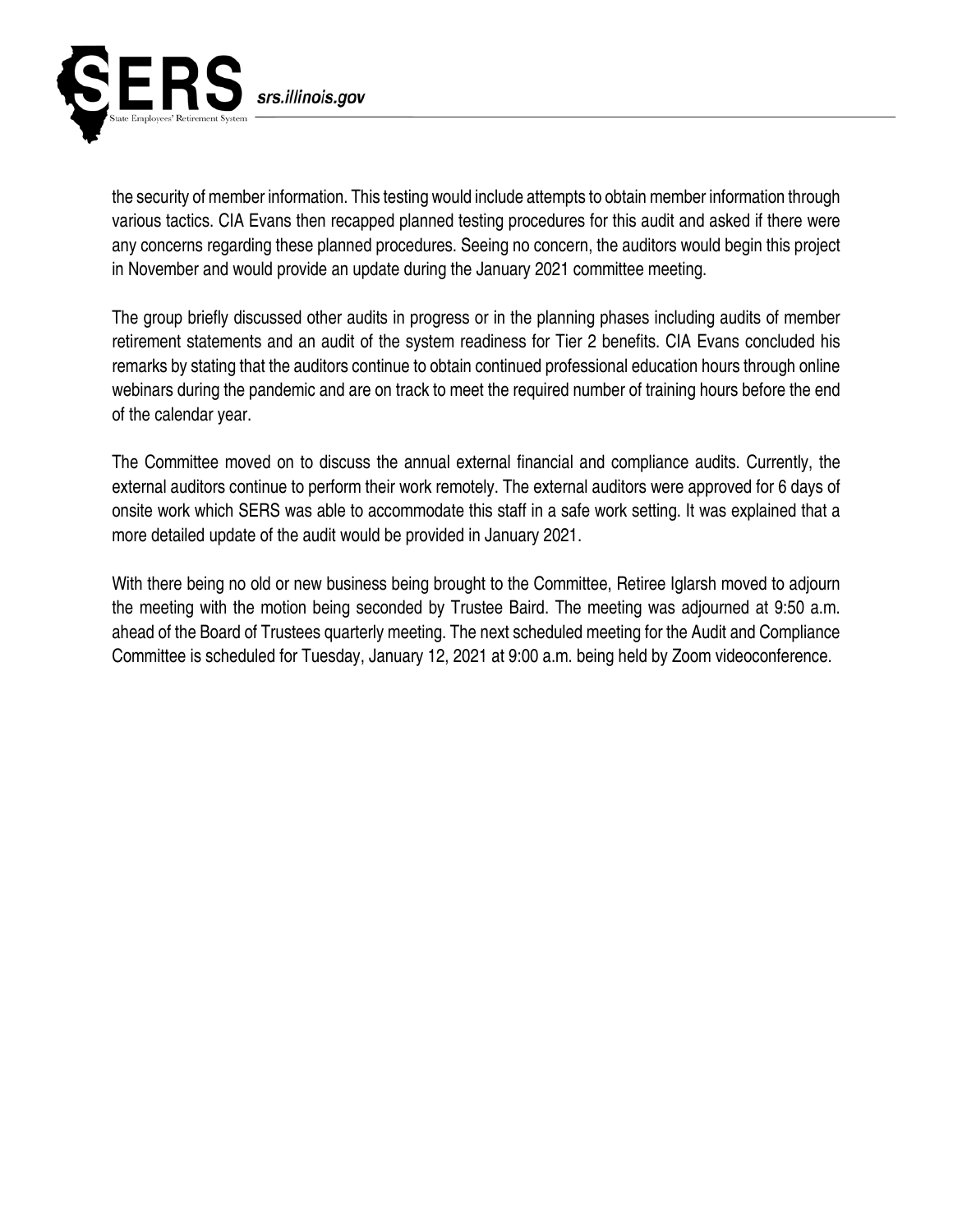the security of member information. This testing would include attempts to obtain member information through various tactics. CIA Evans then recapped planned testing procedures for this audit and asked if there were any concerns regarding these planned procedures. Seeing no concern, the auditors would begin this project in November and would provide an update during the January 2021 committee meeting.

The group briefly discussed other audits in progress or in the planning phases including audits of member retirement statements and an audit of the system readiness for Tier 2 benefits. CIA Evans concluded his remarks by stating that the auditors continue to obtain continued professional education hours through online webinars during the pandemic and are on track to meet the required number of training hours before the end of the calendar year.

The Committee moved on to discuss the annual external financial and compliance audits. Currently, the external auditors continue to perform their work remotely. The external auditors were approved for 6 days of onsite work which SERS was able to accommodate this staff in a safe work setting. It was explained that a more detailed update of the audit would be provided in January 2021.

With there being no old or new business being brought to the Committee, Retiree Iglarsh moved to adjourn the meeting with the motion being seconded by Trustee Baird. The meeting was adjourned at 9:50 a.m. ahead of the Board of Trustees quarterly meeting. The next scheduled meeting for the Audit and Compliance Committee is scheduled for Tuesday, January 12, 2021 at 9:00 a.m. being held by Zoom videoconference.